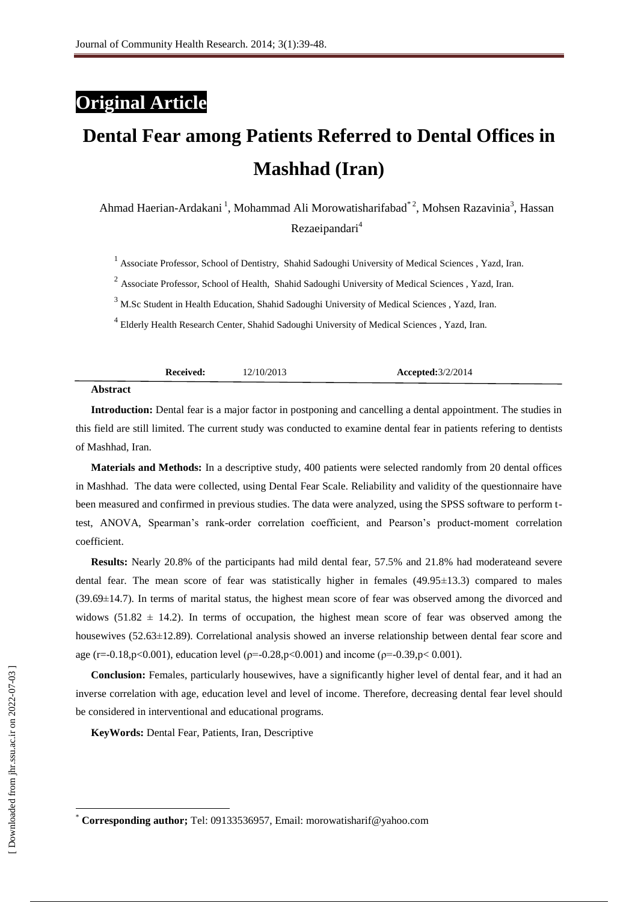**Original Article**

# Dental Fear among Patients Referred to Dental Offices in Mashhad (Iran)

Ahmad Haerian-Ardakani [1], Mohammad Ali Morowatisharifabad [*2], Mohsen Razavinia [3], Hassan Rezaeipandari [4]

[1] Associate Professor, School of Dentistry, Shahid Sadoughi University of Medical Sciences , Yazd, Iran.

[2] Associate Professor, School of Health, Shahid Sadoughi University of Medical Sciences , Yazd, Iran.

[3] M.Sc Student in Health Education, Shahid Sadoughi University of Medical Sciences , Yazd, Iran.

[4] Elderly Health Research Center, Shahid Sadoughi University of Medical Sciences , Yazd, Iran.

**Received:** 12/10/2013 **Accepted:** 3/2/2014

## Abstract

**Introduction:** Dental fear is a major factor in postponing and cancelling a dental appointment. The studies in this field are still limited. The current study was conducted to examine dental fear in patients refering to dentists of Mashhad, Iran.

**Materials and Methods:** In a descriptive study, 400 patients were selected randomly from 20 dental offices in Mashhad. The data were collected, using Dental Fear Scale. Reliability and validity of the questionnaire have been measured and confirmed in previous studies. The data were analyzed, using the SPSS software to perform t-test, ANOVA, Spearman's rank-order correlation coefficient, and Pearson's product-moment correlation coefficient.

**Results:** Nearly 20.8% of the participants had mild dental fear, 57.5% and 21.8% had moderateand severe dental fear. The mean score of fear was statistically higher in females (49.95±13.3) compared to males (39.69±14.7). In terms of marital status, the highest mean score of fear was observed among the divorced and widows (51.82 ± 14.2). In terms of occupation, the highest mean score of fear was observed among the housewives (52.63±12.89). Correlational analysis showed an inverse relationship between dental fear score and age ($r=-0.18, p<0.001$), education level ($\rho=-0.28, p<0.001$) and income ($\rho=-0.39, p<0.001$).

**Conclusion:** Females, particularly housewives, have a significantly higher level of dental fear, and it had an inverse correlation with age, education level and level of income. Therefore, decreasing dental fear level should be considered in interventional and educational programs.

**KeyWords:** Dental Fear, Patients, Iran, Descriptive

[*] **Corresponding author;** Tel: 09133536957, Email: morowatisharif@yahoo.com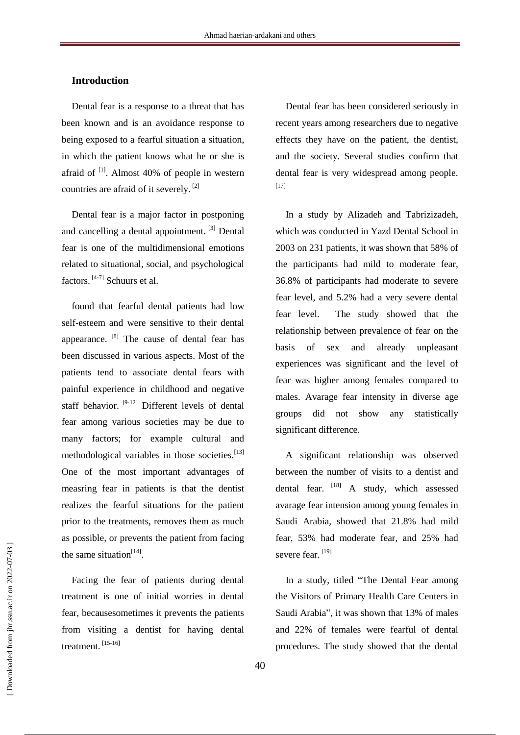## Introduction

Dental fear is a response to a threat that has been known and is an avoidance response to being exposed to a fearful situation a situation, in which the patient knows what he or she is afraid of [1]. Almost 40% of people in western countries are afraid of it severely. [2]

Dental fear is a major factor in postponing and cancelling a dental appointment. [3] Dental fear is one of the multidimensional emotions related to situational, social, and psychological factors. [4-7] Schuurs et al.

found that fearful dental patients had low self-esteem and were sensitive to their dental appearance. [8] The cause of dental fear has been discussed in various aspects. Most of the patients tend to associate dental fears with painful experience in childhood and negative staff behavior. [9-12] Different levels of dental fear among various societies may be due to many factors; for example cultural and methodological variables in those societies.[13] One of the most important advantages of measring fear in patients is that the dentist realizes the fearful situations for the patient prior to the treatments, removes them as much as possible, or prevents the patient from facing the same situation[14].

Facing the fear of patients during dental treatment is one of initial worries in dental fear, becausesometimes it prevents the patients from visiting a dentist for having dental treatment. [15-16]

Dental fear has been considered seriously in recent years among researchers due to negative effects they have on the patient, the dentist, and the society. Several studies confirm that dental fear is very widespread among people. [17]

In a study by Alizadeh and Tabrizizadeh, which was conducted in Yazd Dental School in 2003 on 231 patients, it was shown that 58% of the participants had mild to moderate fear, 36.8% of participants had moderate to severe fear level, and 5.2% had a very severe dental fear level. The study showed that the relationship between prevalence of fear on the basis of sex and already unpleasant experiences was significant and the level of fear was higher among females compared to males. Avarage fear intensity in diverse age groups did not show any statistically significant difference.

A significant relationship was observed between the number of visits to a dentist and dental fear. [18] A study, which assessed avarage fear intension among young females in Saudi Arabia, showed that 21.8% had mild fear, 53% had moderate fear, and 25% had severe fear. [19]

In a study, titled "The Dental Fear among the Visitors of Primary Health Care Centers in Saudi Arabia", it was shown that 13% of males and 22% of females were fearful of dental procedures. The study showed that the dental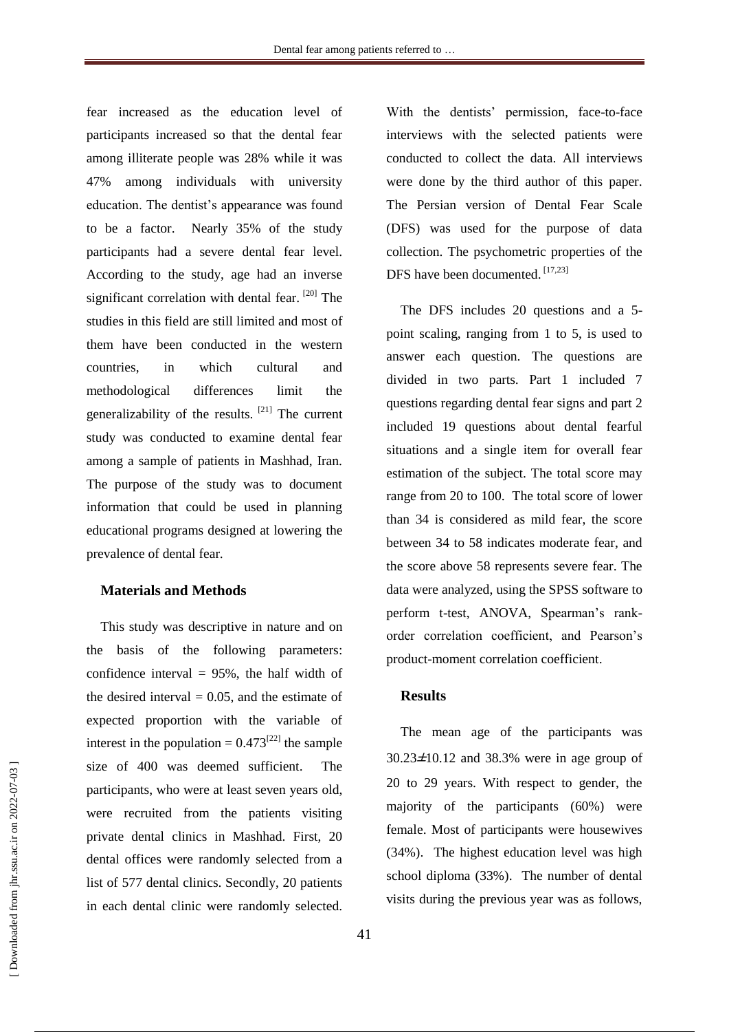fear increased as the education level of participants increased so that the dental fear among illiterate people was 28% while it was 47% among individuals with university education. The dentist's appearance was found to be a factor. Nearly 35% of the study participants had a severe dental fear level. According to the study, age had an inverse significant correlation with dental fear. [20] The studies in this field are still limited and most of them have been conducted in the western countries, in which cultural and methodological differences limit the generalizability of the results. [21] The current study was conducted to examine dental fear among a sample of patients in Mashhad, Iran. The purpose of the study was to document information that could be used in planning educational programs designed at lowering the prevalence of dental fear.

## Materials and Methods

This study was descriptive in nature and on the basis of the following parameters: confidence interval = 95%, the half width of the desired interval = 0.05, and the estimate of expected proportion with the variable of interest in the population = 0.473[22] the sample size of 400 was deemed sufficient. The participants, who were at least seven years old, were recruited from the patients visiting private dental clinics in Mashhad. First, 20 dental offices were randomly selected from a list of 577 dental clinics. Secondly, 20 patients in each dental clinic were randomly selected. With the dentists' permission, face-to-face interviews with the selected patients were conducted to collect the data. All interviews were done by the third author of this paper. The Persian version of Dental Fear Scale (DFS) was used for the purpose of data collection. The psychometric properties of the DFS have been documented. [17,23]

The DFS includes 20 questions and a 5-point scaling, ranging from 1 to 5, is used to answer each question. The questions are divided in two parts. Part 1 included 7 questions regarding dental fear signs and part 2 included 19 questions about dental fearful situations and a single item for overall fear estimation of the subject. The total score may range from 20 to 100. The total score of lower than 34 is considered as mild fear, the score between 34 to 58 indicates moderate fear, and the score above 58 represents severe fear. The data were analyzed, using the SPSS software to perform t-test, ANOVA, Spearman's rank-order correlation coefficient, and Pearson's product-moment correlation coefficient.

## Results

The mean age of the participants was 30.23±10.12 and 38.3% were in age group of 20 to 29 years. With respect to gender, the majority of the participants (60%) were female. Most of participants were housewives (34%). The highest education level was high school diploma (33%). The number of dental visits during the previous year was as follows,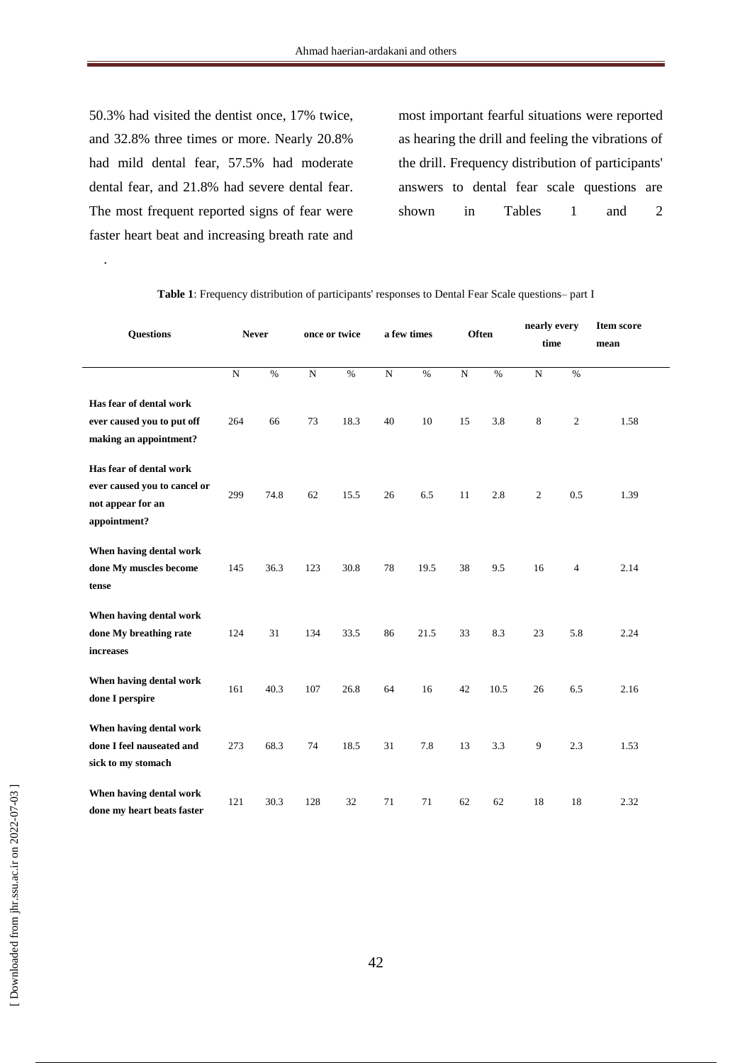50.3% had visited the dentist once, 17% twice, and 32.8% three times or more. Nearly 20.8% had mild dental fear, 57.5% had moderate dental fear, and 21.8% had severe dental fear. The most frequent reported signs of fear were faster heart beat and increasing breath rate and most important fearful situations were reported as hearing the drill and feeling the vibrations of the drill. Frequency distribution of participants' answers to dental fear scale questions are shown in Tables 1 and 2.

**Table 1**: Frequency distribution of participants' responses to Dental Fear Scale questions– part I

| Questions | Never | | once or twice | | a few times | | Often | | nearly every time | | Item score mean |
|---|---|---|---|---|---|---|---|---|---|---|---|
| | N | % | N | % | N | % | N | % | N | % | |
| **Has fear of dental work ever caused you to put off making an appointment?** | 264 | 66 | 73 | 18.3 | 40 | 10 | 15 | 3.8 | 8 | 2 | 1.58 |
| **Has fear of dental work ever caused you to cancel or not appear for an appointment?** | 299 | 74.8 | 62 | 15.5 | 26 | 6.5 | 11 | 2.8 | 2 | 0.5 | 1.39 |
| **When having dental work done My muscles become tense** | 145 | 36.3 | 123 | 30.8 | 78 | 19.5 | 38 | 9.5 | 16 | 4 | 2.14 |
| **When having dental work done My breathing rate increases** | 124 | 31 | 134 | 33.5 | 86 | 21.5 | 33 | 8.3 | 23 | 5.8 | 2.24 |
| **When having dental work done I perspire** | 161 | 40.3 | 107 | 26.8 | 64 | 16 | 42 | 10.5 | 26 | 6.5 | 2.16 |
| **When having dental work done I feel nauseated and sick to my stomach** | 273 | 68.3 | 74 | 18.5 | 31 | 7.8 | 13 | 3.3 | 9 | 2.3 | 1.53 |
| **When having dental work done my heart beats faster** | 121 | 30.3 | 128 | 32 | 71 | 71 | 62 | 62 | 18 | 18 | 2.32 |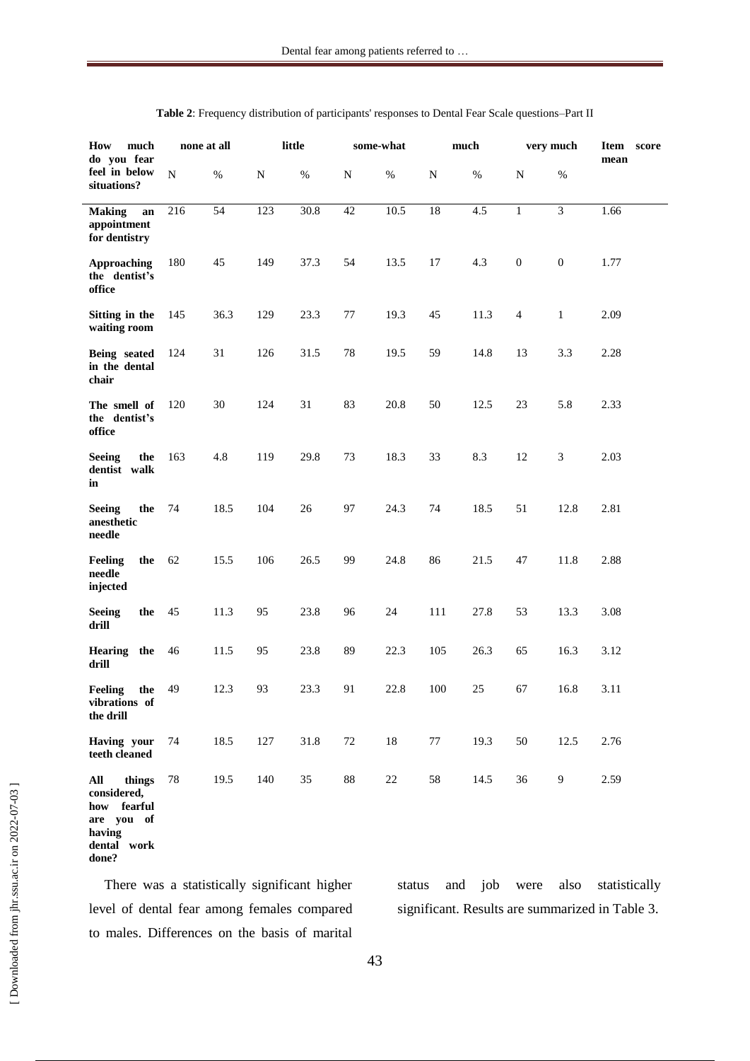**Table 2**: Frequency distribution of participants' responses to Dental Fear Scale questions–Part II

| How much do you fear feel in below situations? | none at all | | little | | some-what | | much | | very much | | Item score mean |
|---|---|---|---|---|---|---|---|---|---|---|---|
| | N | % | N | % | N | % | N | % | N | % | |
| **Making an appointment for dentistry** | 216 | 54 | 123 | 30.8 | 42 | 10.5 | 18 | 4.5 | 1 | 3 | 1.66 |
| **Approaching the dentist's office** | 180 | 45 | 149 | 37.3 | 54 | 13.5 | 17 | 4.3 | 0 | 0 | 1.77 |
| **Sitting in the waiting room** | 145 | 36.3 | 129 | 23.3 | 77 | 19.3 | 45 | 11.3 | 4 | 1 | 2.09 |
| **Being seated in the dental chair** | 124 | 31 | 126 | 31.5 | 78 | 19.5 | 59 | 14.8 | 13 | 3.3 | 2.28 |
| **The smell of the dentist's office** | 120 | 30 | 124 | 31 | 83 | 20.8 | 50 | 12.5 | 23 | 5.8 | 2.33 |
| **Seeing the dentist walk in** | 163 | 4.8 | 119 | 29.8 | 73 | 18.3 | 33 | 8.3 | 12 | 3 | 2.03 |
| **Seeing the anesthetic needle** | 74 | 18.5 | 104 | 26 | 97 | 24.3 | 74 | 18.5 | 51 | 12.8 | 2.81 |
| **Feeling the needle injected** | 62 | 15.5 | 106 | 26.5 | 99 | 24.8 | 86 | 21.5 | 47 | 11.8 | 2.88 |
| **Seeing the drill** | 45 | 11.3 | 95 | 23.8 | 96 | 24 | 111 | 27.8 | 53 | 13.3 | 3.08 |
| **Hearing the drill** | 46 | 11.5 | 95 | 23.8 | 89 | 22.3 | 105 | 26.3 | 65 | 16.3 | 3.12 |
| **Feeling the vibrations of the drill** | 49 | 12.3 | 93 | 23.3 | 91 | 22.8 | 100 | 25 | 67 | 16.8 | 3.11 |
| **Having your teeth cleaned** | 74 | 18.5 | 127 | 31.8 | 72 | 18 | 77 | 19.3 | 50 | 12.5 | 2.76 |
| **All things considered, how fearful are you of having dental work done?** | 78 | 19.5 | 140 | 35 | 88 | 22 | 58 | 14.5 | 36 | 9 | 2.59 |

There was a statistically significant higher level of dental fear among females compared to males. Differences on the basis of marital status and job were also statistically significant. Results are summarized in Table 3.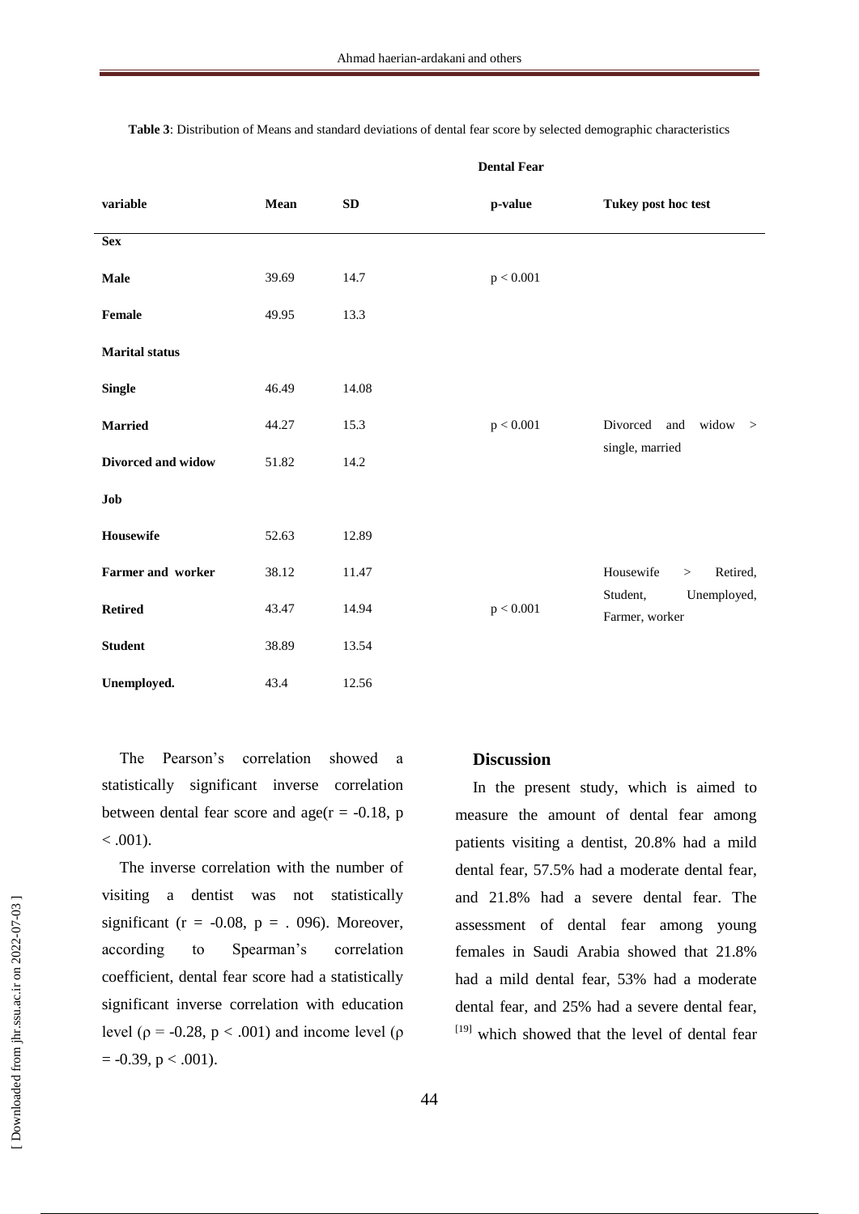**Table 3**: Distribution of Means and standard deviations of dental fear score by selected demographic characteristics

| | | | Dental Fear | |
|---|---|---|---|---|
| **variable** | **Mean** | **SD** | **p-value** | **Tukey post hoc test** |
| **Sex** | | | | |
| **Male** | 39.69 | 14.7 | p < 0.001 | |
| **Female** | 49.95 | 13.3 | | |
| **Marital status** | | | | |
| **Single** | 46.49 | 14.08 | | |
| **Married** | 44.27 | 15.3 | p < 0.001 | Divorced and widow > single, married |
| **Divorced and widow** | 51.82 | 14.2 | | |
| **Job** | | | | |
| **Housewife** | 52.63 | 12.89 | | |
| **Farmer and worker** | 38.12 | 11.47 | | Housewife > Retired, Student, Unemployed, Farmer, worker |
| **Retired** | 43.47 | 14.94 | p < 0.001 | |
| **Student** | 38.89 | 13.54 | | |
| **Unemployed.** | 43.4 | 12.56 | | |

The Pearson's correlation showed a statistically significant inverse correlation between dental fear score and age($r = -0.18$, $p < .001$).

The inverse correlation with the number of visiting a dentist was not statistically significant ($r = -0.08$, $p = .096$). Moreover, according to Spearman's correlation coefficient, dental fear score had a statistically significant inverse correlation with education level ($\rho = -0.28$, $p < .001$) and income level ($\rho = -0.39$, $p < .001$).

## Discussion

In the present study, which is aimed to measure the amount of dental fear among patients visiting a dentist, 20.8% had a mild dental fear, 57.5% had a moderate dental fear, and 21.8% had a severe dental fear. The assessment of dental fear among young females in Saudi Arabia showed that 21.8% had a mild dental fear, 53% had a moderate dental fear, and 25% had a severe dental fear, [19] which showed that the level of dental fear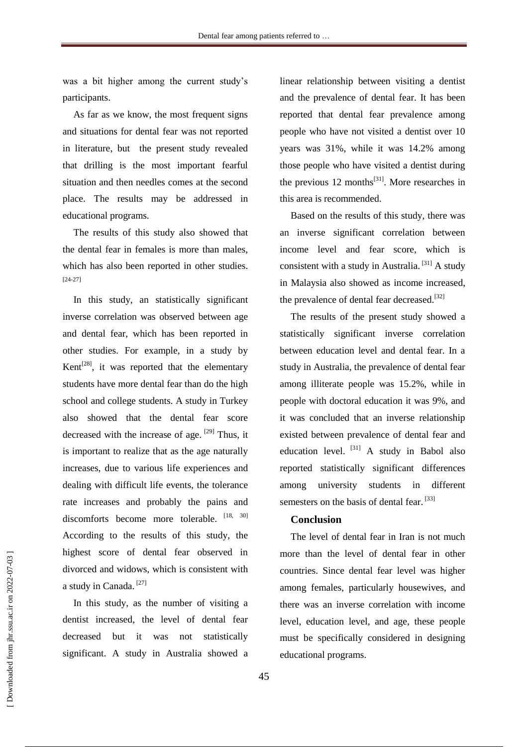was a bit higher among the current study's participants.

As far as we know, the most frequent signs and situations for dental fear was not reported in literature, but the present study revealed that drilling is the most important fearful situation and then needles comes at the second place. The results may be addressed in educational programs.

The results of this study also showed that the dental fear in females is more than males, which has also been reported in other studies. [24-27]

In this study, an statistically significant inverse correlation was observed between age and dental fear, which has been reported in other studies. For example, in a study by Kent[28], it was reported that the elementary students have more dental fear than do the high school and college students. A study in Turkey also showed that the dental fear score decreased with the increase of age. [29] Thus, it is important to realize that as the age naturally increases, due to various life experiences and dealing with difficult life events, the tolerance rate increases and probably the pains and discomforts become more tolerable. [18, 30] According to the results of this study, the highest score of dental fear observed in divorced and widows, which is consistent with a study in Canada. [27]

In this study, as the number of visiting a dentist increased, the level of dental fear decreased but it was not statistically significant. A study in Australia showed a linear relationship between visiting a dentist and the prevalence of dental fear. It has been reported that dental fear prevalence among people who have not visited a dentist over 10 years was 31%, while it was 14.2% among those people who have visited a dentist during the previous 12 months[31]. More researches in this area is recommended.

Based on the results of this study, there was an inverse significant correlation between income level and fear score, which is consistent with a study in Australia. [31] A study in Malaysia also showed as income increased, the prevalence of dental fear decreased.[32]

The results of the present study showed a statistically significant inverse correlation between education level and dental fear. In a study in Australia, the prevalence of dental fear among illiterate people was 15.2%, while in people with doctoral education it was 9%, and it was concluded that an inverse relationship existed between prevalence of dental fear and education level. [31] A study in Babol also reported statistically significant differences among university students in different semesters on the basis of dental fear. [33]

## Conclusion

The level of dental fear in Iran is not much more than the level of dental fear in other countries. Since dental fear level was higher among females, particularly housewives, and there was an inverse correlation with income level, education level, and age, these people must be specifically considered in designing educational programs.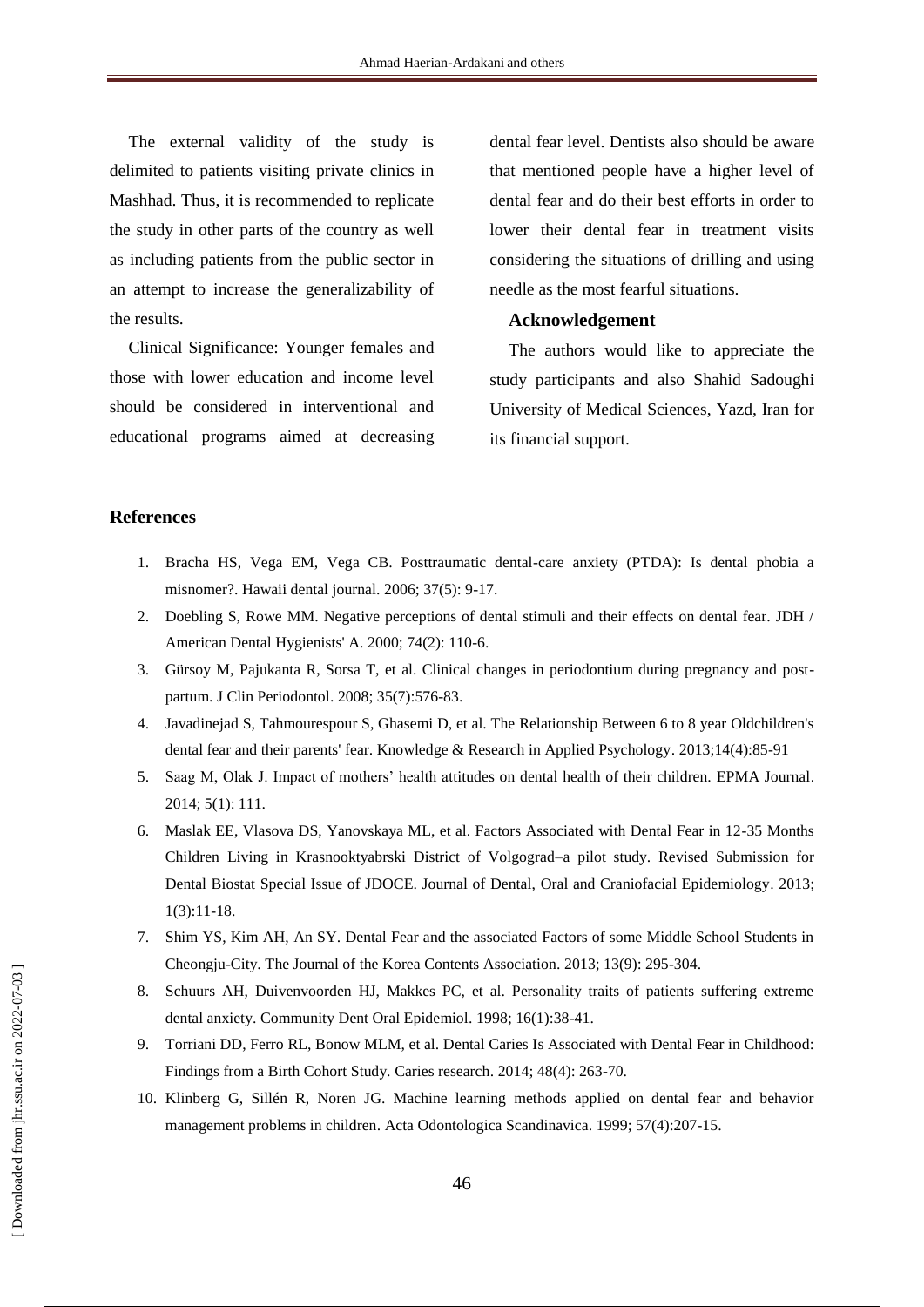The external validity of the study is delimited to patients visiting private clinics in Mashhad. Thus, it is recommended to replicate the study in other parts of the country as well as including patients from the public sector in an attempt to increase the generalizability of the results.

Clinical Significance: Younger females and those with lower education and income level should be considered in interventional and educational programs aimed at decreasing dental fear level. Dentists also should be aware that mentioned people have a higher level of dental fear and do their best efforts in order to lower their dental fear in treatment visits considering the situations of drilling and using needle as the most fearful situations.

### Acknowledgement

The authors would like to appreciate the study participants and also Shahid Sadoughi University of Medical Sciences, Yazd, Iran for its financial support.

## References

1. Bracha HS, Vega EM, Vega CB. Posttraumatic dental-care anxiety (PTDA): Is dental phobia a misnomer?. Hawaii dental journal. 2006; 37(5): 9-17.
2. Doebling S, Rowe MM. Negative perceptions of dental stimuli and their effects on dental fear. JDH / American Dental Hygienists' A. 2000; 74(2): 110-6.
3. Gürsoy M, Pajukanta R, Sorsa T, et al. Clinical changes in periodontium during pregnancy and post-partum. J Clin Periodontol. 2008; 35(7):576-83.
4. Javadinejad S, Tahmourespour S, Ghasemi D, et al. The Relationship Between 6 to 8 year Oldchildren's dental fear and their parents' fear. Knowledge & Research in Applied Psychology. 2013;14(4):85-91
5. Saag M, Olak J. Impact of mothers' health attitudes on dental health of their children. EPMA Journal. 2014; 5(1): 111.
6. Maslak EE, Vlasova DS, Yanovskaya ML, et al. Factors Associated with Dental Fear in 12-35 Months Children Living in Krasnooktyabrski District of Volgograd–a pilot study. Revised Submission for Dental Biostat Special Issue of JDOCE. Journal of Dental, Oral and Craniofacial Epidemiology. 2013; 1(3):11-18.
7. Shim YS, Kim AH, An SY. Dental Fear and the associated Factors of some Middle School Students in Cheongju-City. The Journal of the Korea Contents Association. 2013; 13(9): 295-304.
8. Schuurs AH, Duivenvoorden HJ, Makkes PC, et al. Personality traits of patients suffering extreme dental anxiety. Community Dent Oral Epidemiol. 1998; 16(1):38-41.
9. Torriani DD, Ferro RL, Bonow MLM, et al. Dental Caries Is Associated with Dental Fear in Childhood: Findings from a Birth Cohort Study. Caries research. 2014; 48(4): 263-70.
10. Klinberg G, Sillén R, Noren JG. Machine learning methods applied on dental fear and behavior management problems in children. Acta Odontologica Scandinavica. 1999; 57(4):207-15.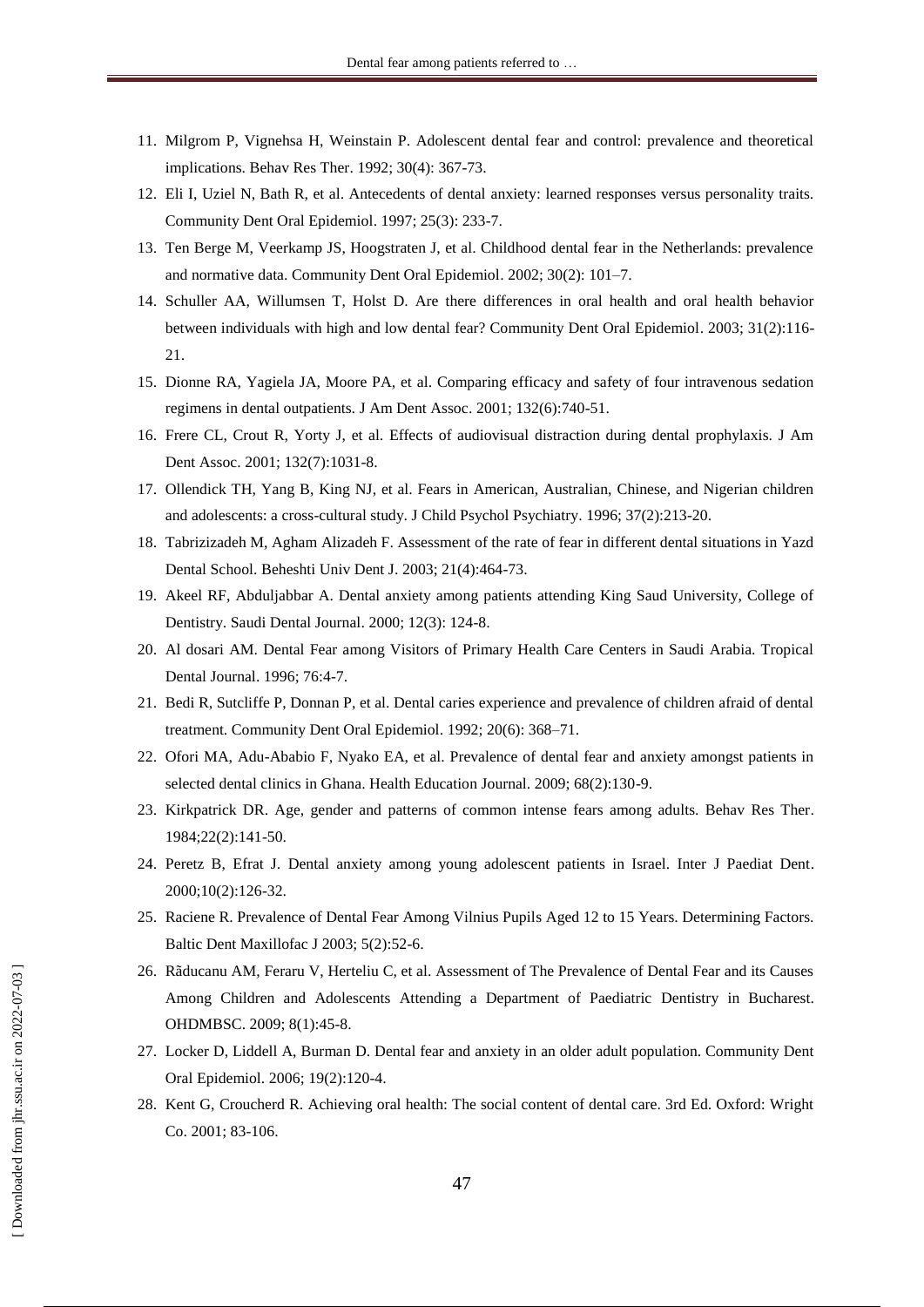11. Milgrom P, Vignehsa H, Weinstain P. Adolescent dental fear and control: prevalence and theoretical implications. Behav Res Ther. 1992; 30(4): 367-73.
12. Eli I, Uziel N, Bath R, et al. Antecedents of dental anxiety: learned responses versus personality traits. Community Dent Oral Epidemiol. 1997; 25(3): 233-7.
13. Ten Berge M, Veerkamp JS, Hoogstraten J, et al. Childhood dental fear in the Netherlands: prevalence and normative data. Community Dent Oral Epidemiol. 2002; 30(2): 101–7.
14. Schuller AA, Willumsen T, Holst D. Are there differences in oral health and oral health behavior between individuals with high and low dental fear? Community Dent Oral Epidemiol. 2003; 31(2):116-21.
15. Dionne RA, Yagiela JA, Moore PA, et al. Comparing efficacy and safety of four intravenous sedation regimens in dental outpatients. J Am Dent Assoc. 2001; 132(6):740-51.
16. Frere CL, Crout R, Yorty J, et al. Effects of audiovisual distraction during dental prophylaxis. J Am Dent Assoc. 2001; 132(7):1031-8.
17. Ollendick TH, Yang B, King NJ, et al. Fears in American, Australian, Chinese, and Nigerian children and adolescents: a cross-cultural study. J Child Psychol Psychiatry. 1996; 37(2):213-20.
18. Tabrizizadeh M, Agham Alizadeh F. Assessment of the rate of fear in different dental situations in Yazd Dental School. Beheshti Univ Dent J. 2003; 21(4):464-73.
19. Akeel RF, Abduljabbar A. Dental anxiety among patients attending King Saud University, College of Dentistry. Saudi Dental Journal. 2000; 12(3): 124-8.
20. Al dosari AM. Dental Fear among Visitors of Primary Health Care Centers in Saudi Arabia. Tropical Dental Journal. 1996; 76:4-7.
21. Bedi R, Sutcliffe P, Donnan P, et al. Dental caries experience and prevalence of children afraid of dental treatment. Community Dent Oral Epidemiol. 1992; 20(6): 368–71.
22. Ofori MA, Adu-Ababio F, Nyako EA, et al. Prevalence of dental fear and anxiety amongst patients in selected dental clinics in Ghana. Health Education Journal. 2009; 68(2):130-9.
23. Kirkpatrick DR. Age, gender and patterns of common intense fears among adults. Behav Res Ther. 1984;22(2):141-50.
24. Peretz B, Efrat J. Dental anxiety among young adolescent patients in Israel. Inter J Paediat Dent. 2000;10(2):126-32.
25. Raciene R. Prevalence of Dental Fear Among Vilnius Pupils Aged 12 to 15 Years. Determining Factors. Baltic Dent Maxillofac J 2003; 5(2):52-6.
26. Răducanu AM, Feraru V, Herteliu C, et al. Assessment of The Prevalence of Dental Fear and its Causes Among Children and Adolescents Attending a Department of Paediatric Dentistry in Bucharest. OHDMBSC. 2009; 8(1):45-8.
27. Locker D, Liddell A, Burman D. Dental fear and anxiety in an older adult population. Community Dent Oral Epidemiol. 2006; 19(2):120-4.
28. Kent G, Croucherd R. Achieving oral health: The social content of dental care. 3rd Ed. Oxford: Wright Co. 2001; 83-106.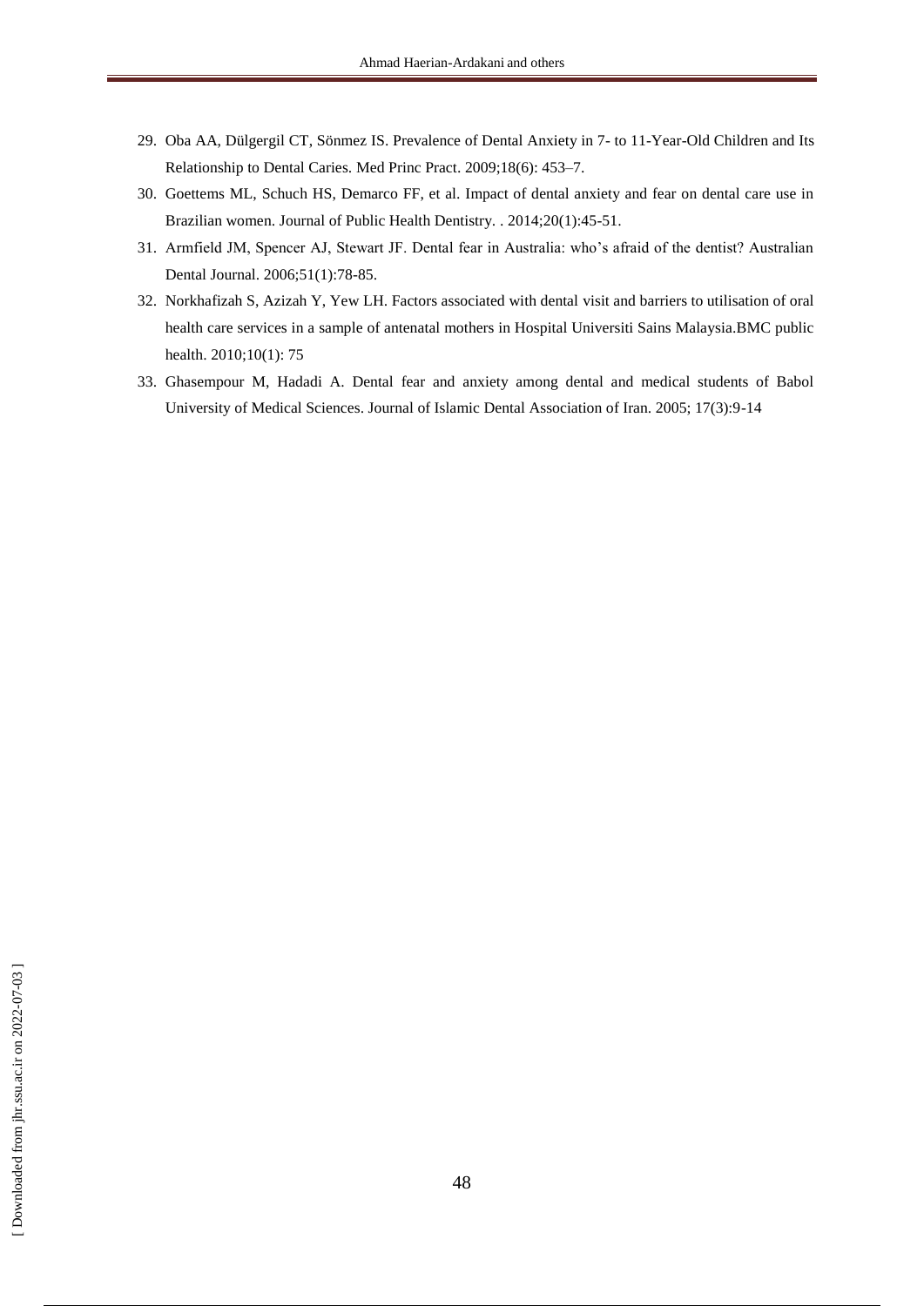29. Oba AA, Dülgergil CT, Sönmez IS. Prevalence of Dental Anxiety in 7- to 11-Year-Old Children and Its Relationship to Dental Caries. Med Princ Pract. 2009;18(6): 453–7.
30. Goettems ML, Schuch HS, Demarco FF, et al. Impact of dental anxiety and fear on dental care use in Brazilian women. Journal of Public Health Dentistry. . 2014;20(1):45-51.
31. Armfield JM, Spencer AJ, Stewart JF. Dental fear in Australia: who's afraid of the dentist? Australian Dental Journal. 2006;51(1):78-85.
32. Norkhafizah S, Azizah Y, Yew LH. Factors associated with dental visit and barriers to utilisation of oral health care services in a sample of antenatal mothers in Hospital Universiti Sains Malaysia.BMC public health. 2010;10(1): 75
33. Ghasempour M, Hadadi A. Dental fear and anxiety among dental and medical students of Babol University of Medical Sciences. Journal of Islamic Dental Association of Iran. 2005; 17(3):9-14